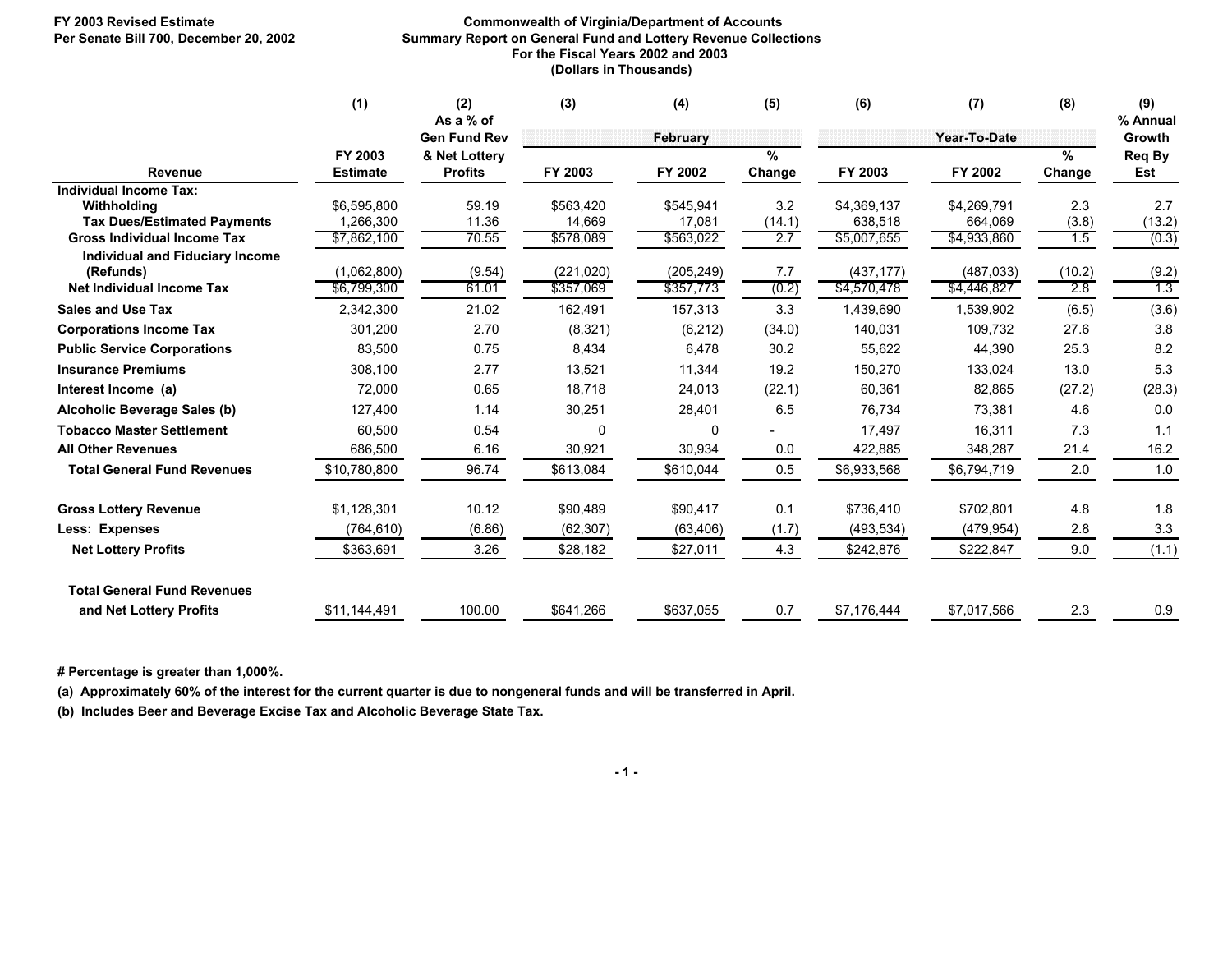FY 2003 Revised Estimate
Per Senate Bill 700, December 20, 2002

# Commonwealth of Virginia/Department of Accounts
## Summary Report on General Fund and Lottery Revenue Collections
### For the Fiscal Years 2002 and 2003
### (Dollars in Thousands)

| | (1) | (2) | (3) | (4) | (5) | (6) | (7) | (8) | (9) |
|---|---|---|---|---|---|---|---|---|---|
| | | As a % of Gen Fund Rev & Net Lottery Profits | February | | | Year-To-Date | | | % Annual Growth Req By Est |
| Revenue | FY 2003 Estimate | | FY 2003 | FY 2002 | % Change | FY 2003 | FY 2002 | % Change | |
| **Individual Income Tax:** | | | | | | | | | |
| **Withholding** | $6,595,800 | 59.19 | $563,420 | $545,941 | 3.2 | $4,369,137 | $4,269,791 | 2.3 | 2.7 |
| **Tax Dues/Estimated Payments** | 1,266,300 | 11.36 | 14,669 | 17,081 | (14.1) | 638,518 | 664,069 | (3.8) | (13.2) |
| **Gross Individual Income Tax** | $7,862,100 | 70.55 | $578,089 | $563,022 | 2.7 | $5,007,655 | $4,933,860 | 1.5 | (0.3) |
| **Individual and Fiduciary Income (Refunds)** | (1,062,800) | (9.54) | (221,020) | (205,249) | 7.7 | (437,177) | (487,033) | (10.2) | (9.2) |
| **Net Individual Income Tax** | $6,799,300 | 61.01 | $357,069 | $357,773 | (0.2) | $4,570,478 | $4,446,827 | 2.8 | 1.3 |
| **Sales and Use Tax** | 2,342,300 | 21.02 | 162,491 | 157,313 | 3.3 | 1,439,690 | 1,539,902 | (6.5) | (3.6) |
| **Corporations Income Tax** | 301,200 | 2.70 | (8,321) | (6,212) | (34.0) | 140,031 | 109,732 | 27.6 | 3.8 |
| **Public Service Corporations** | 83,500 | 0.75 | 8,434 | 6,478 | 30.2 | 55,622 | 44,390 | 25.3 | 8.2 |
| **Insurance Premiums** | 308,100 | 2.77 | 13,521 | 11,344 | 19.2 | 150,270 | 133,024 | 13.0 | 5.3 |
| **Interest Income (a)** | 72,000 | 0.65 | 18,718 | 24,013 | (22.1) | 60,361 | 82,865 | (27.2) | (28.3) |
| **Alcoholic Beverage Sales (b)** | 127,400 | 1.14 | 30,251 | 28,401 | 6.5 | 76,734 | 73,381 | 4.6 | 0.0 |
| **Tobacco Master Settlement** | 60,500 | 0.54 | 0 | 0 | - | 17,497 | 16,311 | 7.3 | 1.1 |
| **All Other Revenues** | 686,500 | 6.16 | 30,921 | 30,934 | 0.0 | 422,885 | 348,287 | 21.4 | 16.2 |
| **Total General Fund Revenues** | $10,780,800 | 96.74 | $613,084 | $610,044 | 0.5 | $6,933,568 | $6,794,719 | 2.0 | 1.0 |
| **Gross Lottery Revenue** | $1,128,301 | 10.12 | $90,489 | $90,417 | 0.1 | $736,410 | $702,801 | 4.8 | 1.8 |
| **Less: Expenses** | (764,610) | (6.86) | (62,307) | (63,406) | (1.7) | (493,534) | (479,954) | 2.8 | 3.3 |
| **Net Lottery Profits** | $363,691 | 3.26 | $28,182 | $27,011 | 4.3 | $242,876 | $222,847 | 9.0 | (1.1) |
| **Total General Fund Revenues and Net Lottery Profits** | $11,144,491 | 100.00 | $641,266 | $637,055 | 0.7 | $7,176,444 | $7,017,566 | 2.3 | 0.9 |

**# Percentage is greater than 1,000%.**

**(a) Approximately 60% of the interest for the current quarter is due to nongeneral funds and will be transferred in April.**

**(b) Includes Beer and Beverage Excise Tax and Alcoholic Beverage State Tax.**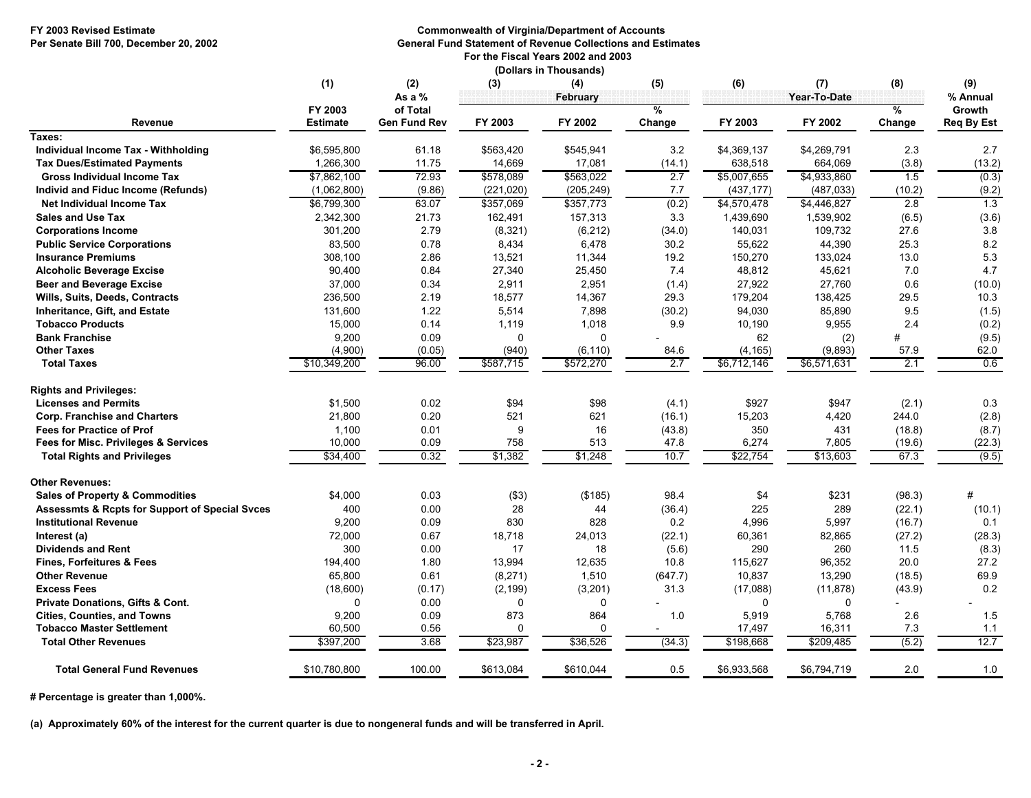FY 2003 Revised Estimate
Per Senate Bill 700, December 20, 2002

## Commonwealth of Virginia/Department of Accounts
## General Fund Statement of Revenue Collections and Estimates
### For the Fiscal Years 2002 and 2003
### (Dollars in Thousands)

| | (1) | (2) | (3) | (4) | (5) | (6) | (7) | (8) | (9) |
|---|---|---|---|---|---|---|---|---|---|
| | | As a % | February | | | Year-To-Date | | | % Annual |
| Revenue | FY 2003 Estimate | of Total Gen Fund Rev | FY 2003 | FY 2002 | % Change | FY 2003 | FY 2002 | % Change | Growth Req By Est |
| **Taxes:** | | | | | | | | | |
| **Individual Income Tax - Withholding** | $6,595,800 | 61.18 | $563,420 | $545,941 | 3.2 | $4,369,137 | $4,269,791 | 2.3 | 2.7 |
| **Tax Dues/Estimated Payments** | 1,266,300 | 11.75 | 14,669 | 17,081 | (14.1) | 638,518 | 664,069 | (3.8) | (13.2) |
| **Gross Individual Income Tax** | $7,862,100 | 72.93 | $578,089 | $563,022 | 2.7 | $5,007,655 | $4,933,860 | 1.5 | (0.3) |
| **Individ and Fiduc Income (Refunds)** | (1,062,800) | (9.86) | (221,020) | (205,249) | 7.7 | (437,177) | (487,033) | (10.2) | (9.2) |
| **Net Individual Income Tax** | $6,799,300 | 63.07 | $357,069 | $357,773 | (0.2) | $4,570,478 | $4,446,827 | 2.8 | 1.3 |
| **Sales and Use Tax** | 2,342,300 | 21.73 | 162,491 | 157,313 | 3.3 | 1,439,690 | 1,539,902 | (6.5) | (3.6) |
| **Corporations Income** | 301,200 | 2.79 | (8,321) | (6,212) | (34.0) | 140,031 | 109,732 | 27.6 | 3.8 |
| **Public Service Corporations** | 83,500 | 0.78 | 8,434 | 6,478 | 30.2 | 55,622 | 44,390 | 25.3 | 8.2 |
| **Insurance Premiums** | 308,100 | 2.86 | 13,521 | 11,344 | 19.2 | 150,270 | 133,024 | 13.0 | 5.3 |
| **Alcoholic Beverage Excise** | 90,400 | 0.84 | 27,340 | 25,450 | 7.4 | 48,812 | 45,621 | 7.0 | 4.7 |
| **Beer and Beverage Excise** | 37,000 | 0.34 | 2,911 | 2,951 | (1.4) | 27,922 | 27,760 | 0.6 | (10.0) |
| **Wills, Suits, Deeds, Contracts** | 236,500 | 2.19 | 18,577 | 14,367 | 29.3 | 179,204 | 138,425 | 29.5 | 10.3 |
| **Inheritance, Gift, and Estate** | 131,600 | 1.22 | 5,514 | 7,898 | (30.2) | 94,030 | 85,890 | 9.5 | (1.5) |
| **Tobacco Products** | 15,000 | 0.14 | 1,119 | 1,018 | 9.9 | 10,190 | 9,955 | 2.4 | (0.2) |
| **Bank Franchise** | 9,200 | 0.09 | 0 | 0 | - | 62 | (2) | # | (9.5) |
| **Other Taxes** | (4,900) | (0.05) | (940) | (6,110) | 84.6 | (4,165) | (9,893) | 57.9 | 62.0 |
| **Total Taxes** | $10,349,200 | 96.00 | $587,715 | $572,270 | 2.7 | $6,712,146 | $6,571,631 | 2.1 | 0.6 |
| **Rights and Privileges:** | | | | | | | | | |
| **Licenses and Permits** | $1,500 | 0.02 | $94 | $98 | (4.1) | $927 | $947 | (2.1) | 0.3 |
| **Corp. Franchise and Charters** | 21,800 | 0.20 | 521 | 621 | (16.1) | 15,203 | 4,420 | 244.0 | (2.8) |
| **Fees for Practice of Prof** | 1,100 | 0.01 | 9 | 16 | (43.8) | 350 | 431 | (18.8) | (8.7) |
| **Fees for Misc. Privileges & Services** | 10,000 | 0.09 | 758 | 513 | 47.8 | 6,274 | 7,805 | (19.6) | (22.3) |
| **Total Rights and Privileges** | $34,400 | 0.32 | $1,382 | $1,248 | 10.7 | $22,754 | $13,603 | 67.3 | (9.5) |
| **Other Revenues:** | | | | | | | | | |
| **Sales of Property & Commodities** | $4,000 | 0.03 | ($3) | ($185) | 98.4 | $4 | $231 | (98.3) | # |
| **Assessmts & Rcpts for Support of Special Svces** | 400 | 0.00 | 28 | 44 | (36.4) | 225 | 289 | (22.1) | (10.1) |
| **Institutional Revenue** | 9,200 | 0.09 | 830 | 828 | 0.2 | 4,996 | 5,997 | (16.7) | 0.1 |
| **Interest (a)** | 72,000 | 0.67 | 18,718 | 24,013 | (22.1) | 60,361 | 82,865 | (27.2) | (28.3) |
| **Dividends and Rent** | 300 | 0.00 | 17 | 18 | (5.6) | 290 | 260 | 11.5 | (8.3) |
| **Fines, Forfeitures & Fees** | 194,400 | 1.80 | 13,994 | 12,635 | 10.8 | 115,627 | 96,352 | 20.0 | 27.2 |
| **Other Revenue** | 65,800 | 0.61 | (8,271) | 1,510 | (647.7) | 10,837 | 13,290 | (18.5) | 69.9 |
| **Excess Fees** | (18,600) | (0.17) | (2,199) | (3,201) | 31.3 | (17,088) | (11,878) | (43.9) | 0.2 |
| **Private Donations, Gifts & Cont.** | 0 | 0.00 | 0 | 0 | - | 0 | 0 | - | - |
| **Cities, Counties, and Towns** | 9,200 | 0.09 | 873 | 864 | 1.0 | 5,919 | 5,768 | 2.6 | 1.5 |
| **Tobacco Master Settlement** | 60,500 | 0.56 | 0 | 0 | - | 17,497 | 16,311 | 7.3 | 1.1 |
| **Total Other Revenues** | $397,200 | 3.68 | $23,987 | $36,526 | (34.3) | $198,668 | $209,485 | (5.2) | 12.7 |
| **Total General Fund Revenues** | $10,780,800 | 100.00 | $613,084 | $610,044 | 0.5 | $6,933,568 | $6,794,719 | 2.0 | 1.0 |

**# Percentage is greater than 1,000%.**

**(a) Approximately 60% of the interest for the current quarter is due to nongeneral funds and will be transferred in April.**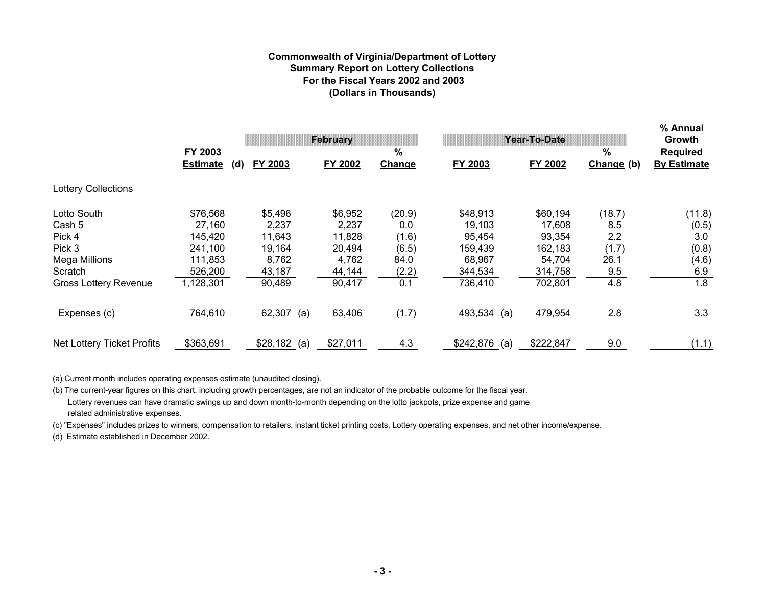**Commonwealth of Virginia/Department of Lottery**
**Summary Report on Lottery Collections**
**For the Fiscal Years 2002 and 2003**
**(Dollars in Thousands)**

| | FY 2003 Estimate (d) | February | | | Year-To-Date | | | % Annual Growth Required By Estimate |
|---|---|---|---|---|---|---|---|---|
| | | FY 2003 | FY 2002 | % Change | FY 2003 | FY 2002 | % Change (b) | |
| **Lottery Collections** | | | | | | | | |
| Lotto South | $76,568 | $5,496 | $6,952 | (20.9) | $48,913 | $60,194 | (18.7) | (11.8) |
| Cash 5 | 27,160 | 2,237 | 2,237 | 0.0 | 19,103 | 17,608 | 8.5 | (0.5) |
| Pick 4 | 145,420 | 11,643 | 11,828 | (1.6) | 95,454 | 93,354 | 2.2 | 3.0 |
| Pick 3 | 241,100 | 19,164 | 20,494 | (6.5) | 159,439 | 162,183 | (1.7) | (0.8) |
| Mega Millions | 111,853 | 8,762 | 4,762 | 84.0 | 68,967 | 54,704 | 26.1 | (4.6) |
| Scratch | 526,200 | 43,187 | 44,144 | (2.2) | 344,534 | 314,758 | 9.5 | 6.9 |
| Gross Lottery Revenue | 1,128,301 | 90,489 | 90,417 | 0.1 | 736,410 | 702,801 | 4.8 | 1.8 |
| Expenses (c) | 764,610 | 62,307 (a) | 63,406 | (1.7) | 493,534 (a) | 479,954 | 2.8 | 3.3 |
| Net Lottery Ticket Profits | $363,691 | $28,182 (a) | $27,011 | 4.3 | $242,876 (a) | $222,847 | 9.0 | (1.1) |

(a) Current month includes operating expenses estimate (unaudited closing).

(b) The current-year figures on this chart, including growth percentages, are not an indicator of the probable outcome for the fiscal year. Lottery revenues can have dramatic swings up and down month-to-month depending on the lotto jackpots, prize expense and game related administrative expenses.

(c) "Expenses" includes prizes to winners, compensation to retailers, instant ticket printing costs, Lottery operating expenses, and net other income/expense.

(d) Estimate established in December 2002.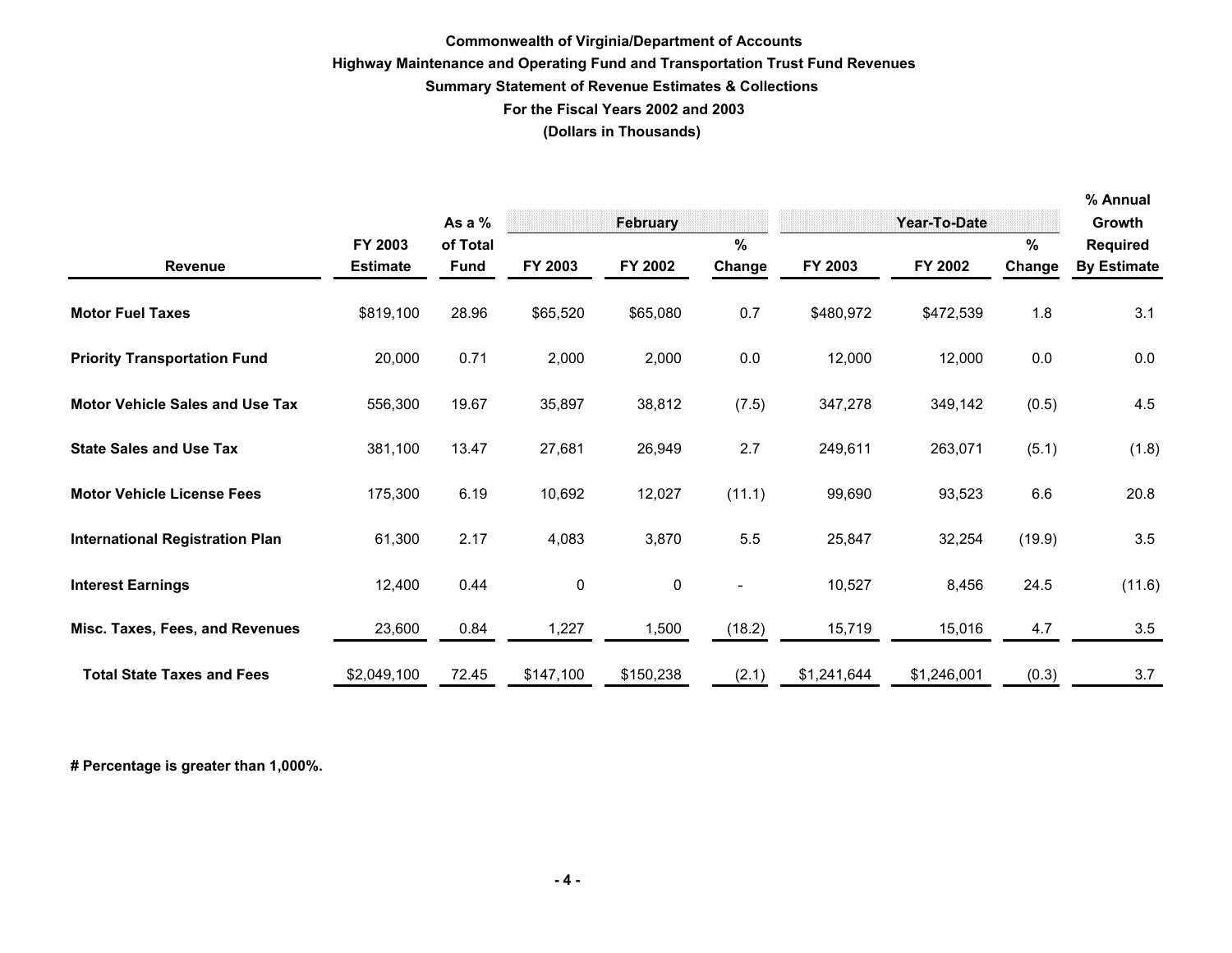**Commonwealth of Virginia/Department of Accounts**
**Highway Maintenance and Operating Fund and Transportation Trust Fund Revenues**
**Summary Statement of Revenue Estimates & Collections**
**For the Fiscal Years 2002 and 2003**
**(Dollars in Thousands)**

| Revenue | FY 2003 Estimate | As a % of Total Fund | February FY 2003 | February FY 2002 | February % Change | Year-To-Date FY 2003 | Year-To-Date FY 2002 | Year-To-Date % Change | % Annual Growth Required By Estimate |
|---|---|---|---|---|---|---|---|---|---|
| **Motor Fuel Taxes** | $819,100 | 28.96 | $65,520 | $65,080 | 0.7 | $480,972 | $472,539 | 1.8 | 3.1 |
| **Priority Transportation Fund** | 20,000 | 0.71 | 2,000 | 2,000 | 0.0 | 12,000 | 12,000 | 0.0 | 0.0 |
| **Motor Vehicle Sales and Use Tax** | 556,300 | 19.67 | 35,897 | 38,812 | (7.5) | 347,278 | 349,142 | (0.5) | 4.5 |
| **State Sales and Use Tax** | 381,100 | 13.47 | 27,681 | 26,949 | 2.7 | 249,611 | 263,071 | (5.1) | (1.8) |
| **Motor Vehicle License Fees** | 175,300 | 6.19 | 10,692 | 12,027 | (11.1) | 99,690 | 93,523 | 6.6 | 20.8 |
| **International Registration Plan** | 61,300 | 2.17 | 4,083 | 3,870 | 5.5 | 25,847 | 32,254 | (19.9) | 3.5 |
| **Interest Earnings** | 12,400 | 0.44 | 0 | 0 | - | 10,527 | 8,456 | 24.5 | (11.6) |
| **Misc. Taxes, Fees, and Revenues** | 23,600 | 0.84 | 1,227 | 1,500 | (18.2) | 15,719 | 15,016 | 4.7 | 3.5 |
| **Total State Taxes and Fees** | $2,049,100 | 72.45 | $147,100 | $150,238 | (2.1) | $1,241,644 | $1,246,001 | (0.3) | 3.7 |

**# Percentage is greater than 1,000%.**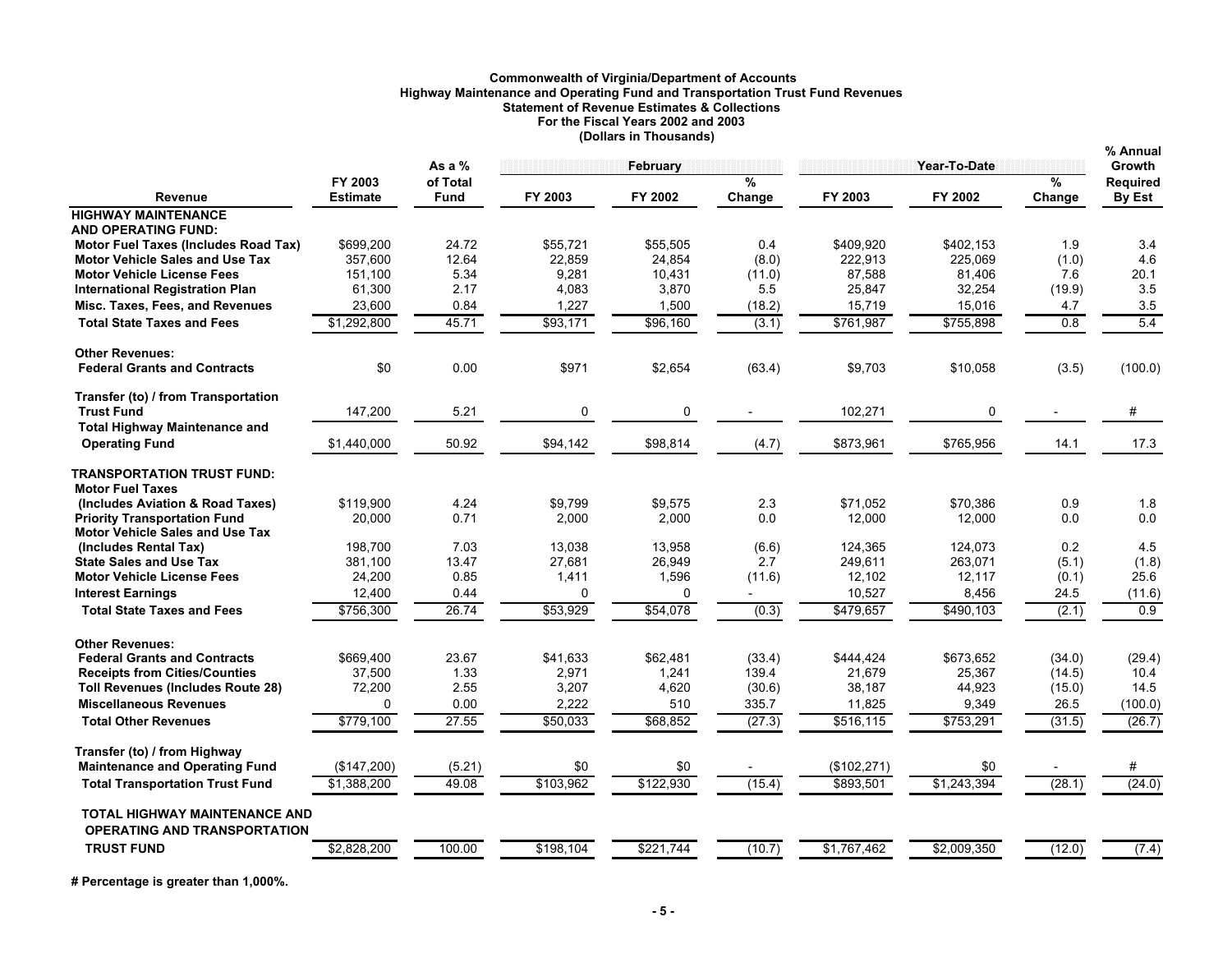**Commonwealth of Virginia/Department of Accounts**
**Highway Maintenance and Operating Fund and Transportation Trust Fund Revenues**
**Statement of Revenue Estimates & Collections**
**For the Fiscal Years 2002 and 2003**
**(Dollars in Thousands)**

| Revenue | FY 2003 Estimate | As a % of Total Fund | February | | | Year-To-Date | | | % Annual Growth Required By Est |
|---|---|---|---|---|---|---|---|---|---|
| | | | FY 2003 | FY 2002 | % Change | FY 2003 | FY 2002 | % Change | |
| **HIGHWAY MAINTENANCE AND OPERATING FUND:** | | | | | | | | | |
| **Motor Fuel Taxes (Includes Road Tax)** | $699,200 | 24.72 | $55,721 | $55,505 | 0.4 | $409,920 | $402,153 | 1.9 | 3.4 |
| **Motor Vehicle Sales and Use Tax** | 357,600 | 12.64 | 22,859 | 24,854 | (8.0) | 222,913 | 225,069 | (1.0) | 4.6 |
| **Motor Vehicle License Fees** | 151,100 | 5.34 | 9,281 | 10,431 | (11.0) | 87,588 | 81,406 | 7.6 | 20.1 |
| **International Registration Plan** | 61,300 | 2.17 | 4,083 | 3,870 | 5.5 | 25,847 | 32,254 | (19.9) | 3.5 |
| **Misc. Taxes, Fees, and Revenues** | 23,600 | 0.84 | 1,227 | 1,500 | (18.2) | 15,719 | 15,016 | 4.7 | 3.5 |
| **Total State Taxes and Fees** | $1,292,800 | 45.71 | $93,171 | $96,160 | (3.1) | $761,987 | $755,898 | 0.8 | 5.4 |
| **Other Revenues:** | | | | | | | | | |
| **Federal Grants and Contracts** | $0 | 0.00 | $971 | $2,654 | (63.4) | $9,703 | $10,058 | (3.5) | (100.0) |
| **Transfer (to) / from Transportation Trust Fund** | 147,200 | 5.21 | 0 | 0 | - | 102,271 | 0 | - | # |
| **Total Highway Maintenance and Operating Fund** | $1,440,000 | 50.92 | $94,142 | $98,814 | (4.7) | $873,961 | $765,956 | 14.1 | 17.3 |
| **TRANSPORTATION TRUST FUND:** | | | | | | | | | |
| **Motor Fuel Taxes (Includes Aviation & Road Taxes)** | $119,900 | 4.24 | $9,799 | $9,575 | 2.3 | $71,052 | $70,386 | 0.9 | 1.8 |
| **Priority Transportation Fund** | 20,000 | 0.71 | 2,000 | 2,000 | 0.0 | 12,000 | 12,000 | 0.0 | 0.0 |
| **Motor Vehicle Sales and Use Tax (Includes Rental Tax)** | 198,700 | 7.03 | 13,038 | 13,958 | (6.6) | 124,365 | 124,073 | 0.2 | 4.5 |
| **State Sales and Use Tax** | 381,100 | 13.47 | 27,681 | 26,949 | 2.7 | 249,611 | 263,071 | (5.1) | (1.8) |
| **Motor Vehicle License Fees** | 24,200 | 0.85 | 1,411 | 1,596 | (11.6) | 12,102 | 12,117 | (0.1) | 25.6 |
| **Interest Earnings** | 12,400 | 0.44 | 0 | 0 | - | 10,527 | 8,456 | 24.5 | (11.6) |
| **Total State Taxes and Fees** | $756,300 | 26.74 | $53,929 | $54,078 | (0.3) | $479,657 | $490,103 | (2.1) | 0.9 |
| **Other Revenues:** | | | | | | | | | |
| **Federal Grants and Contracts** | $669,400 | 23.67 | $41,633 | $62,481 | (33.4) | $444,424 | $673,652 | (34.0) | (29.4) |
| **Receipts from Cities/Counties** | 37,500 | 1.33 | 2,971 | 1,241 | 139.4 | 21,679 | 25,367 | (14.5) | 10.4 |
| **Toll Revenues (Includes Route 28)** | 72,200 | 2.55 | 3,207 | 4,620 | (30.6) | 38,187 | 44,923 | (15.0) | 14.5 |
| **Miscellaneous Revenues** | 0 | 0.00 | 2,222 | 510 | 335.7 | 11,825 | 9,349 | 26.5 | (100.0) |
| **Total Other Revenues** | $779,100 | 27.55 | $50,033 | $68,852 | (27.3) | $516,115 | $753,291 | (31.5) | (26.7) |
| **Transfer (to) / from Highway Maintenance and Operating Fund** | ($147,200) | (5.21) | $0 | $0 | - | ($102,271) | $0 | - | # |
| **Total Transportation Trust Fund** | $1,388,200 | 49.08 | $103,962 | $122,930 | (15.4) | $893,501 | $1,243,394 | (28.1) | (24.0) |
| **TOTAL HIGHWAY MAINTENANCE AND OPERATING AND TRANSPORTATION TRUST FUND** | $2,828,200 | 100.00 | $198,104 | $221,744 | (10.7) | $1,767,462 | $2,009,350 | (12.0) | (7.4) |

**# Percentage is greater than 1,000%.**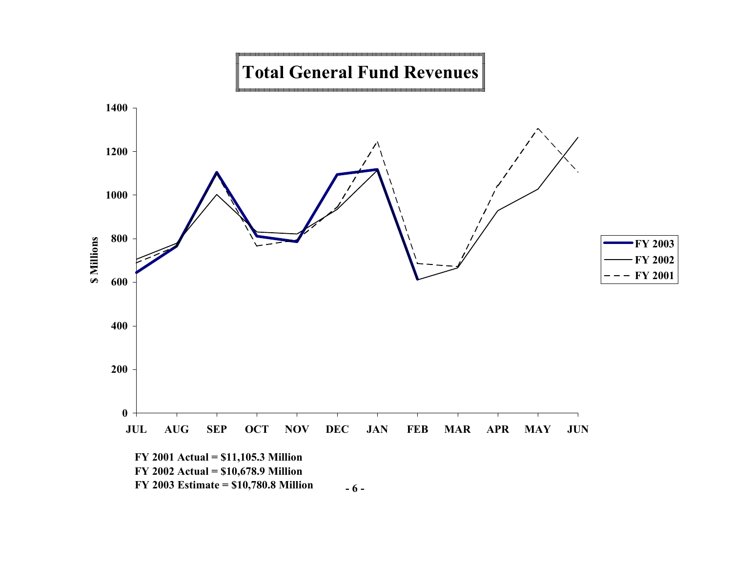# Total General Fund Revenues

FY 2001 Actual = $11,105.3 Million

FY 2002 Actual = $10,678.9 Million

FY 2003 Estimate = $10,780.8 Million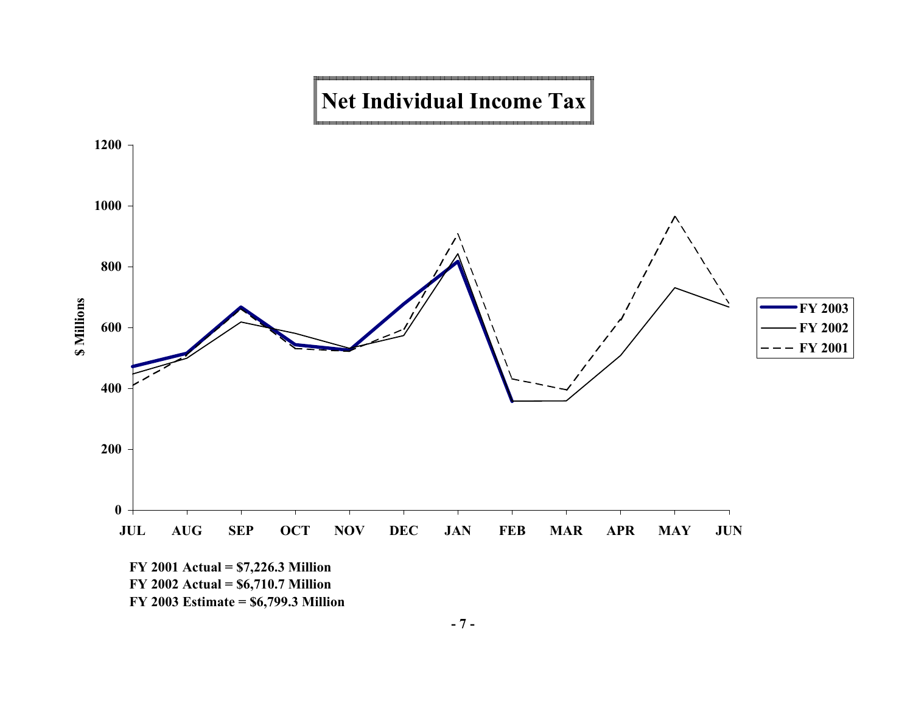# Net Individual Income Tax

FY 2001 Actual = $7,226.3 Million

FY 2002 Actual = $6,710.7 Million

FY 2003 Estimate = $6,799.3 Million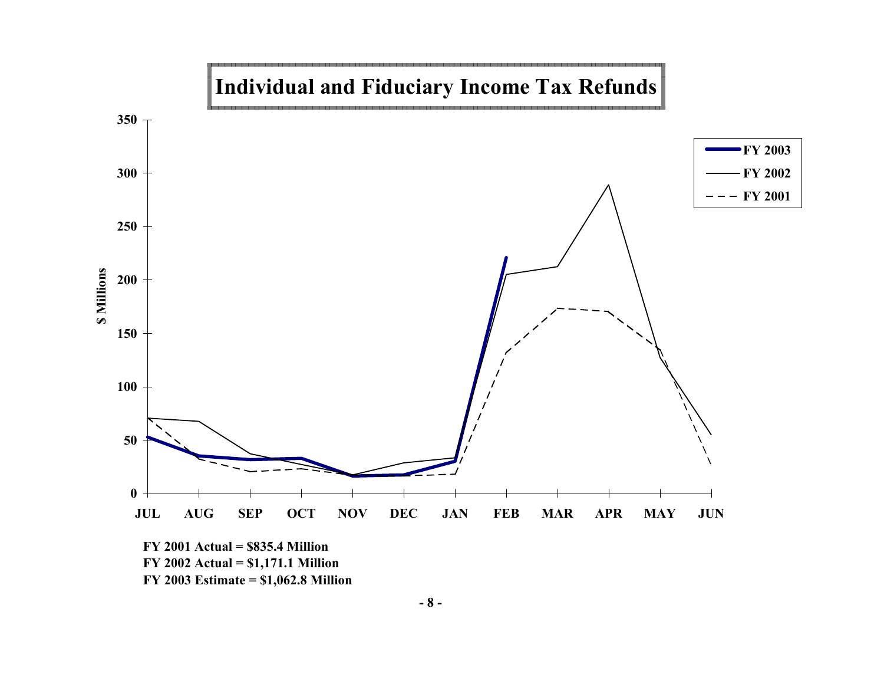# Individual and Fiduciary Income Tax Refunds

FY 2001 Actual = $835.4 Million

FY 2002 Actual = $1,171.1 Million

FY 2003 Estimate = $1,062.8 Million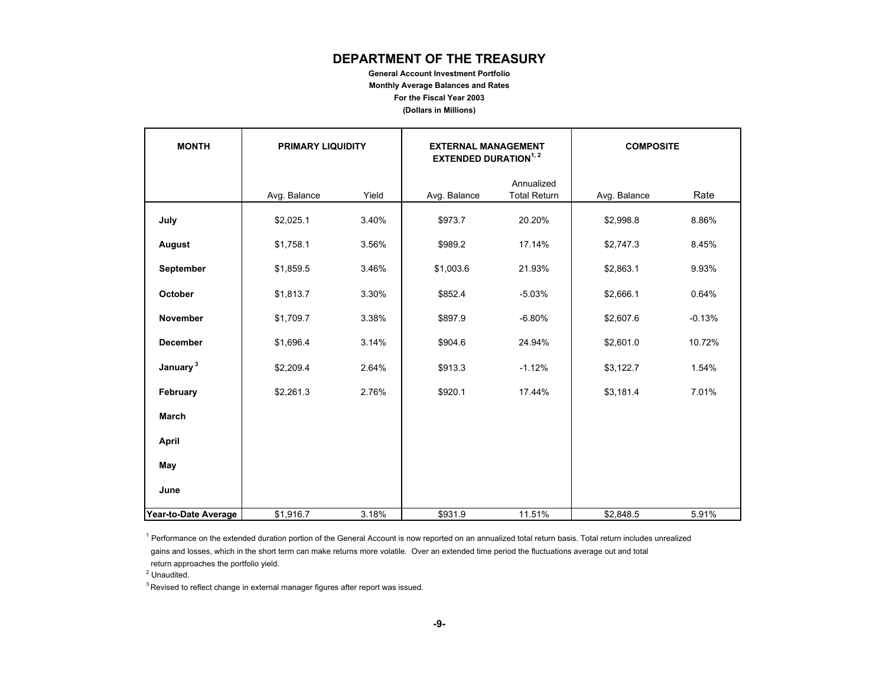# DEPARTMENT OF THE TREASURY

**General Account Investment Portfolio**
**Monthly Average Balances and Rates**
**For the Fiscal Year 2003**
**(Dollars in Millions)**

| MONTH | PRIMARY LIQUIDITY | | EXTERNAL MANAGEMENT EXTENDED DURATION[1, 2] | | COMPOSITE | |
|---|---|---|---|---|---|---|
| | Avg. Balance | Yield | Avg. Balance | Annualized Total Return | Avg. Balance | Rate |
| **July** | $2,025.1 | 3.40% | $973.7 | 20.20% | $2,998.8 | 8.86% |
| **August** | $1,758.1 | 3.56% | $989.2 | 17.14% | $2,747.3 | 8.45% |
| **September** | $1,859.5 | 3.46% | $1,003.6 | 21.93% | $2,863.1 | 9.93% |
| **October** | $1,813.7 | 3.30% | $852.4 | -5.03% | $2,666.1 | 0.64% |
| **November** | $1,709.7 | 3.38% | $897.9 | -6.80% | $2,607.6 | -0.13% |
| **December** | $1,696.4 | 3.14% | $904.6 | 24.94% | $2,601.0 | 10.72% |
| **January** [3] | $2,209.4 | 2.64% | $913.3 | -1.12% | $3,122.7 | 1.54% |
| **February** | $2,261.3 | 2.76% | $920.1 | 17.44% | $3,181.4 | 7.01% |
| **March** | | | | | | |
| **April** | | | | | | |
| **May** | | | | | | |
| **June** | | | | | | |
| **Year-to-Date Average** | $1,916.7 | 3.18% | $931.9 | 11.51% | $2,848.5 | 5.91% |

[1] Performance on the extended duration portion of the General Account is now reported on an annualized total return basis. Total return includes unrealized gains and losses, which in the short term can make returns more volatile. Over an extended time period the fluctuations average out and total return approaches the portfolio yield.

[2] Unaudited.

[3] Revised to reflect change in external manager figures after report was issued.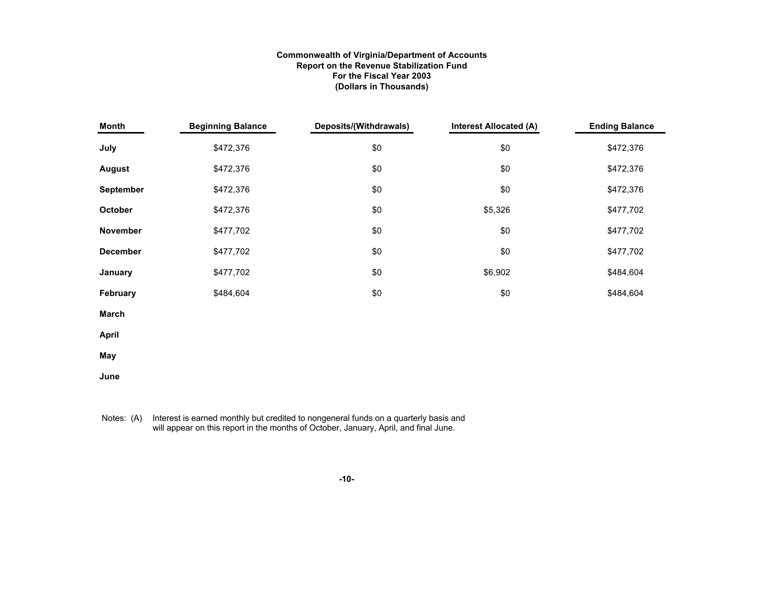**Commonwealth of Virginia/Department of Accounts**
**Report on the Revenue Stabilization Fund**
**For the Fiscal Year 2003**
**(Dollars in Thousands)**

| Month | Beginning Balance | Deposits/(Withdrawals) | Interest Allocated (A) | Ending Balance |
|---|---|---|---|---|
| **July** | $472,376 | $0 | $0 | $472,376 |
| **August** | $472,376 | $0 | $0 | $472,376 |
| **September** | $472,376 | $0 | $0 | $472,376 |
| **October** | $472,376 | $0 | $5,326 | $477,702 |
| **November** | $477,702 | $0 | $0 | $477,702 |
| **December** | $477,702 | $0 | $0 | $477,702 |
| **January** | $477,702 | $0 | $6,902 | $484,604 |
| **February** | $484,604 | $0 | $0 | $484,604 |
| **March** | | | | |
| **April** | | | | |
| **May** | | | | |
| **June** | | | | |

Notes: (A) Interest is earned monthly but credited to nongeneral funds on a quarterly basis and will appear on this report in the months of October, January, April, and final June.